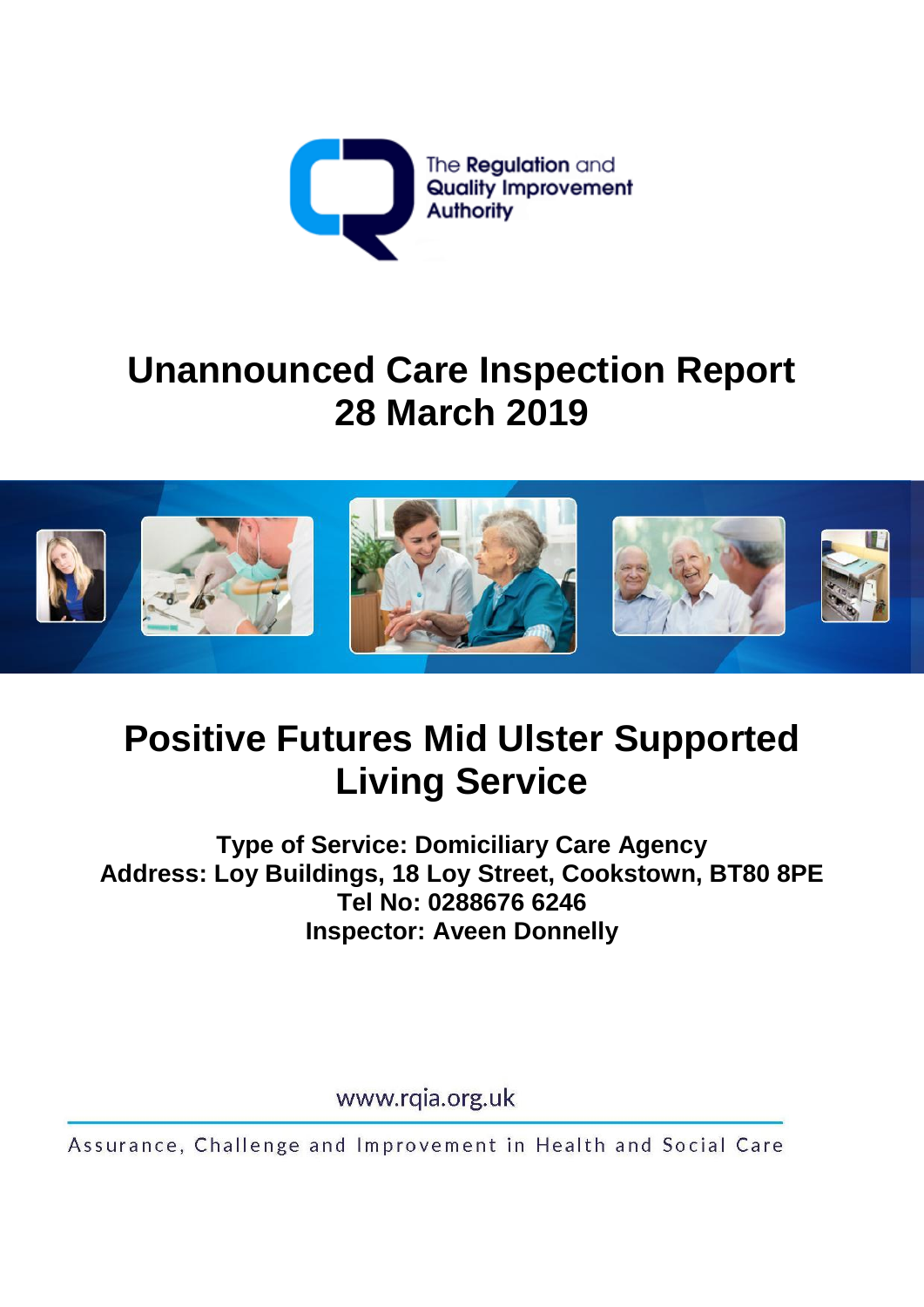The Regulation and Quality Improvement Authority

# Unannounced Care Inspection Report
# 28 March 2019

# Positive Futures Mid Ulster Supported Living Service

**Type of Service: Domiciliary Care Agency**
**Address: Loy Buildings, 18 Loy Street, Cookstown, BT80 8PE**
**Tel No: 0288676 6246**
**Inspector: Aveen Donnelly**

www.rqia.org.uk

Assurance, Challenge and Improvement in Health and Social Care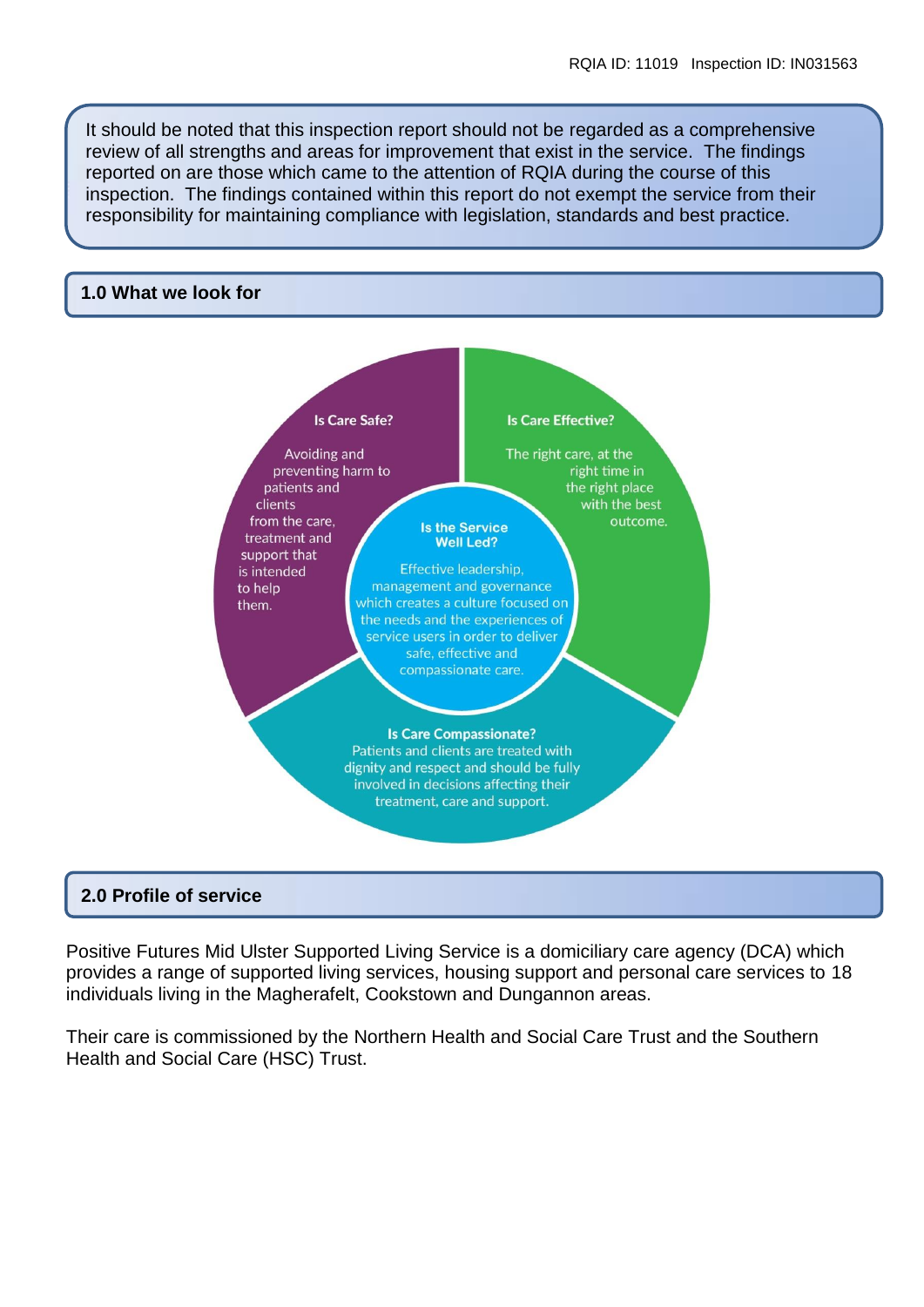It should be noted that this inspection report should not be regarded as a comprehensive review of all strengths and areas for improvement that exist in the service. The findings reported on are those which came to the attention of RQIA during the course of this inspection. The findings contained within this report do not exempt the service from their responsibility for maintaining compliance with legislation, standards and best practice.

## 1.0 What we look for

**Is Care Safe?**

Avoiding and preventing harm to patients and clients from the care, treatment and support that is intended to help them.

**Is Care Effective?**

The right care, at the right time in the right place with the best outcome.

**Is the Service Well Led?**

Effective leadership, management and governance which creates a culture focused on the needs and the experiences of service users in order to deliver safe, effective and compassionate care.

**Is Care Compassionate?**

Patients and clients are treated with dignity and respect and should be fully involved in decisions affecting their treatment, care and support.

## 2.0 Profile of service

Positive Futures Mid Ulster Supported Living Service is a domiciliary care agency (DCA) which provides a range of supported living services, housing support and personal care services to 18 individuals living in the Magherafelt, Cookstown and Dungannon areas.

Their care is commissioned by the Northern Health and Social Care Trust and the Southern Health and Social Care (HSC) Trust.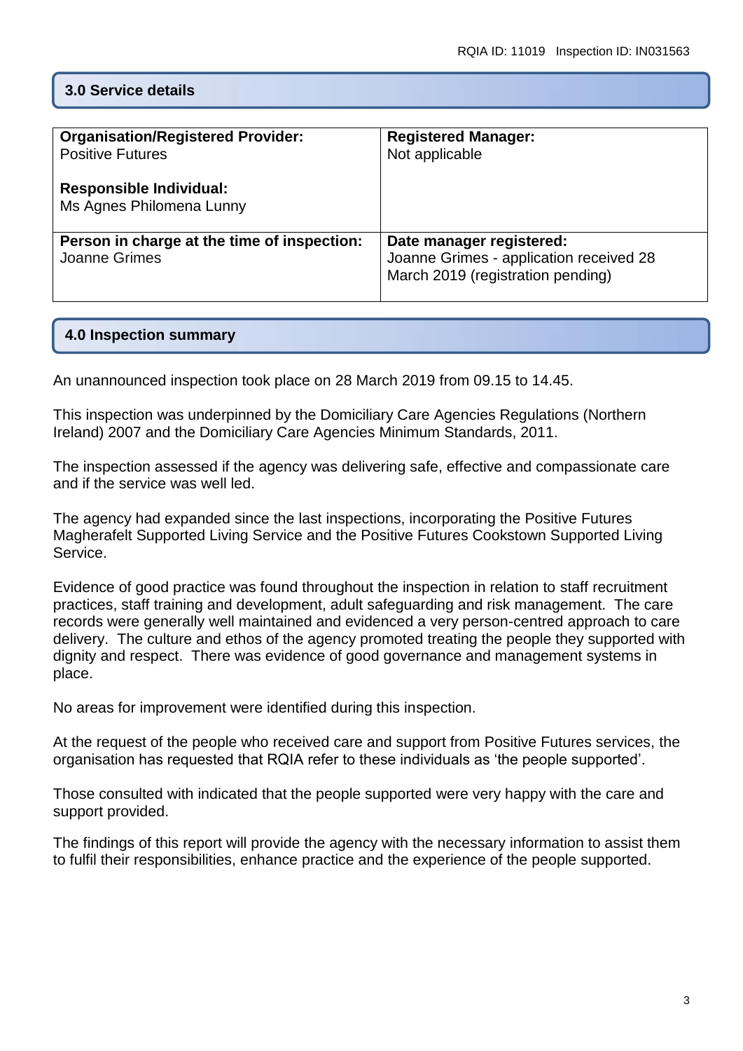## 3.0 Service details

| | |
|---|---|
| **Organisation/Registered Provider:**<br>Positive Futures<br><br>**Responsible Individual:**<br>Ms Agnes Philomena Lunny | **Registered Manager:**<br>Not applicable |
| **Person in charge at the time of inspection:**<br>Joanne Grimes | **Date manager registered:**<br>Joanne Grimes - application received 28 March 2019 (registration pending) |

## 4.0 Inspection summary

An unannounced inspection took place on 28 March 2019 from 09.15 to 14.45.

This inspection was underpinned by the Domiciliary Care Agencies Regulations (Northern Ireland) 2007 and the Domiciliary Care Agencies Minimum Standards, 2011.

The inspection assessed if the agency was delivering safe, effective and compassionate care and if the service was well led.

The agency had expanded since the last inspections, incorporating the Positive Futures Magherafelt Supported Living Service and the Positive Futures Cookstown Supported Living Service.

Evidence of good practice was found throughout the inspection in relation to staff recruitment practices, staff training and development, adult safeguarding and risk management. The care records were generally well maintained and evidenced a very person-centred approach to care delivery. The culture and ethos of the agency promoted treating the people they supported with dignity and respect. There was evidence of good governance and management systems in place.

No areas for improvement were identified during this inspection.

At the request of the people who received care and support from Positive Futures services, the organisation has requested that RQIA refer to these individuals as 'the people supported'.

Those consulted with indicated that the people supported were very happy with the care and support provided.

The findings of this report will provide the agency with the necessary information to assist them to fulfil their responsibilities, enhance practice and the experience of the people supported.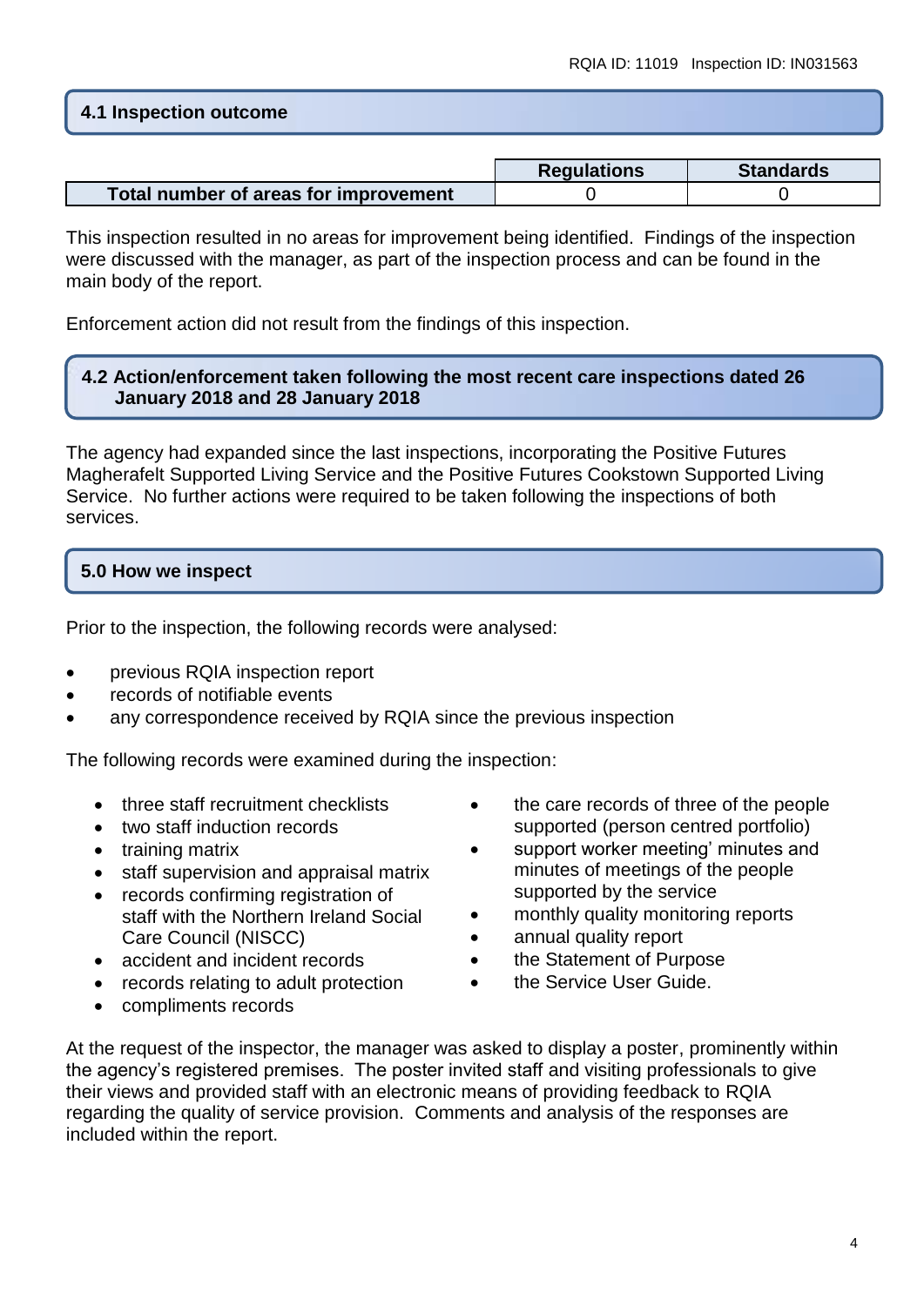## 4.1 Inspection outcome

| | Regulations | Standards |
|---|---|---|
| **Total number of areas for improvement** | 0 | 0 |

This inspection resulted in no areas for improvement being identified. Findings of the inspection were discussed with the manager, as part of the inspection process and can be found in the main body of the report.

Enforcement action did not result from the findings of this inspection.

## 4.2 Action/enforcement taken following the most recent care inspections dated 26 January 2018 and 28 January 2018

The agency had expanded since the last inspections, incorporating the Positive Futures Magherafelt Supported Living Service and the Positive Futures Cookstown Supported Living Service. No further actions were required to be taken following the inspections of both services.

## 5.0 How we inspect

Prior to the inspection, the following records were analysed:

- previous RQIA inspection report
- records of notifiable events
- any correspondence received by RQIA since the previous inspection

The following records were examined during the inspection:

- three staff recruitment checklists
- two staff induction records
- training matrix
- staff supervision and appraisal matrix
- records confirming registration of staff with the Northern Ireland Social Care Council (NISCC)
- accident and incident records
- records relating to adult protection
- compliments records
- the care records of three of the people supported (person centred portfolio)
- support worker meeting' minutes and minutes of meetings of the people supported by the service
- monthly quality monitoring reports
- annual quality report
- the Statement of Purpose
- the Service User Guide.

At the request of the inspector, the manager was asked to display a poster, prominently within the agency's registered premises. The poster invited staff and visiting professionals to give their views and provided staff with an electronic means of providing feedback to RQIA regarding the quality of service provision. Comments and analysis of the responses are included within the report.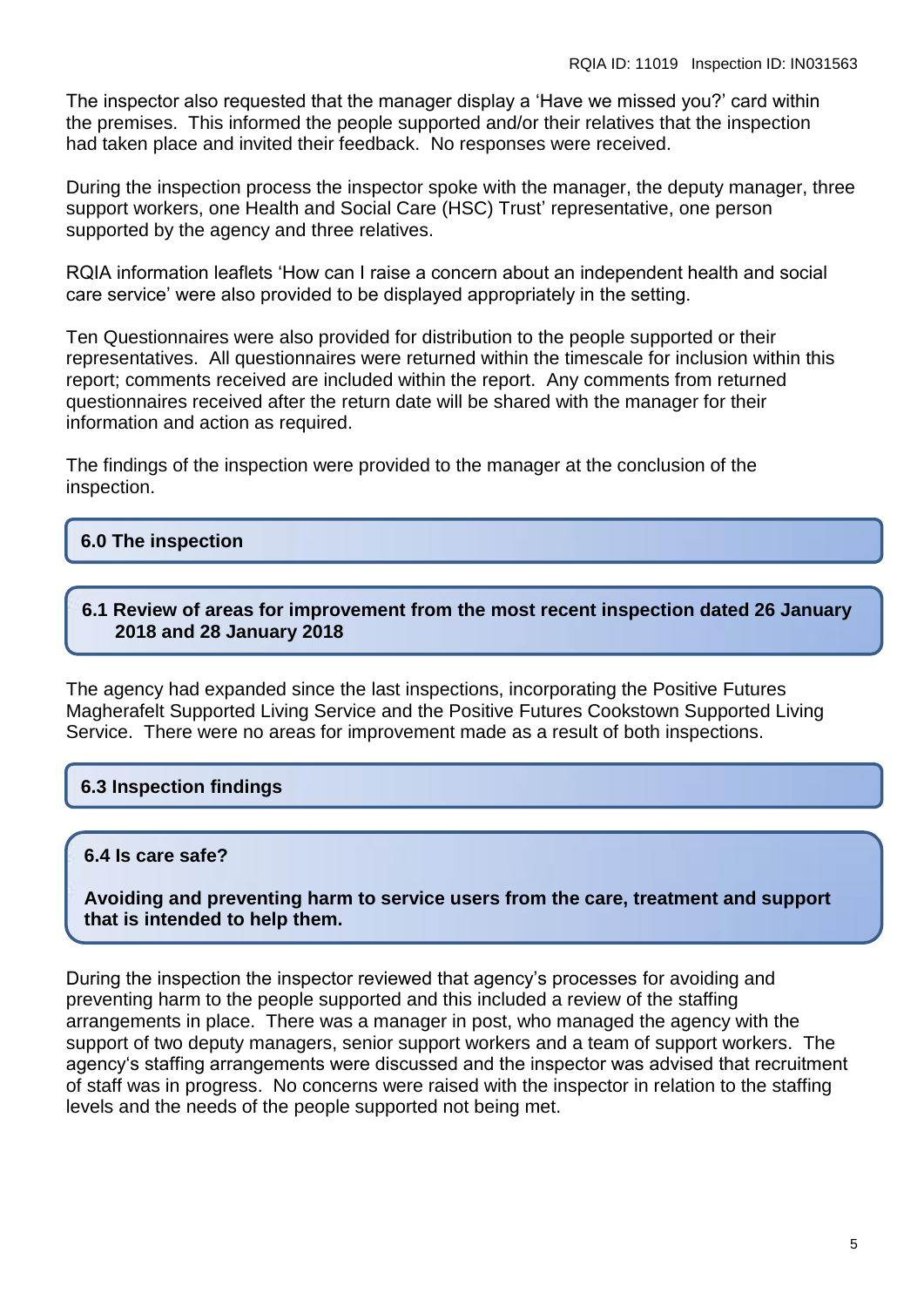The inspector also requested that the manager display a 'Have we missed you?' card within the premises. This informed the people supported and/or their relatives that the inspection had taken place and invited their feedback. No responses were received.

During the inspection process the inspector spoke with the manager, the deputy manager, three support workers, one Health and Social Care (HSC) Trust' representative, one person supported by the agency and three relatives.

RQIA information leaflets 'How can I raise a concern about an independent health and social care service' were also provided to be displayed appropriately in the setting.

Ten Questionnaires were also provided for distribution to the people supported or their representatives. All questionnaires were returned within the timescale for inclusion within this report; comments received are included within the report. Any comments from returned questionnaires received after the return date will be shared with the manager for their information and action as required.

The findings of the inspection were provided to the manager at the conclusion of the inspection.

## 6.0 The inspection

### 6.1 Review of areas for improvement from the most recent inspection dated 26 January 2018 and 28 January 2018

The agency had expanded since the last inspections, incorporating the Positive Futures Magherafelt Supported Living Service and the Positive Futures Cookstown Supported Living Service. There were no areas for improvement made as a result of both inspections.

### 6.3 Inspection findings

### 6.4 Is care safe?

**Avoiding and preventing harm to service users from the care, treatment and support that is intended to help them.**

During the inspection the inspector reviewed that agency's processes for avoiding and preventing harm to the people supported and this included a review of the staffing arrangements in place. There was a manager in post, who managed the agency with the support of two deputy managers, senior support workers and a team of support workers. The agency's staffing arrangements were discussed and the inspector was advised that recruitment of staff was in progress. No concerns were raised with the inspector in relation to the staffing levels and the needs of the people supported not being met.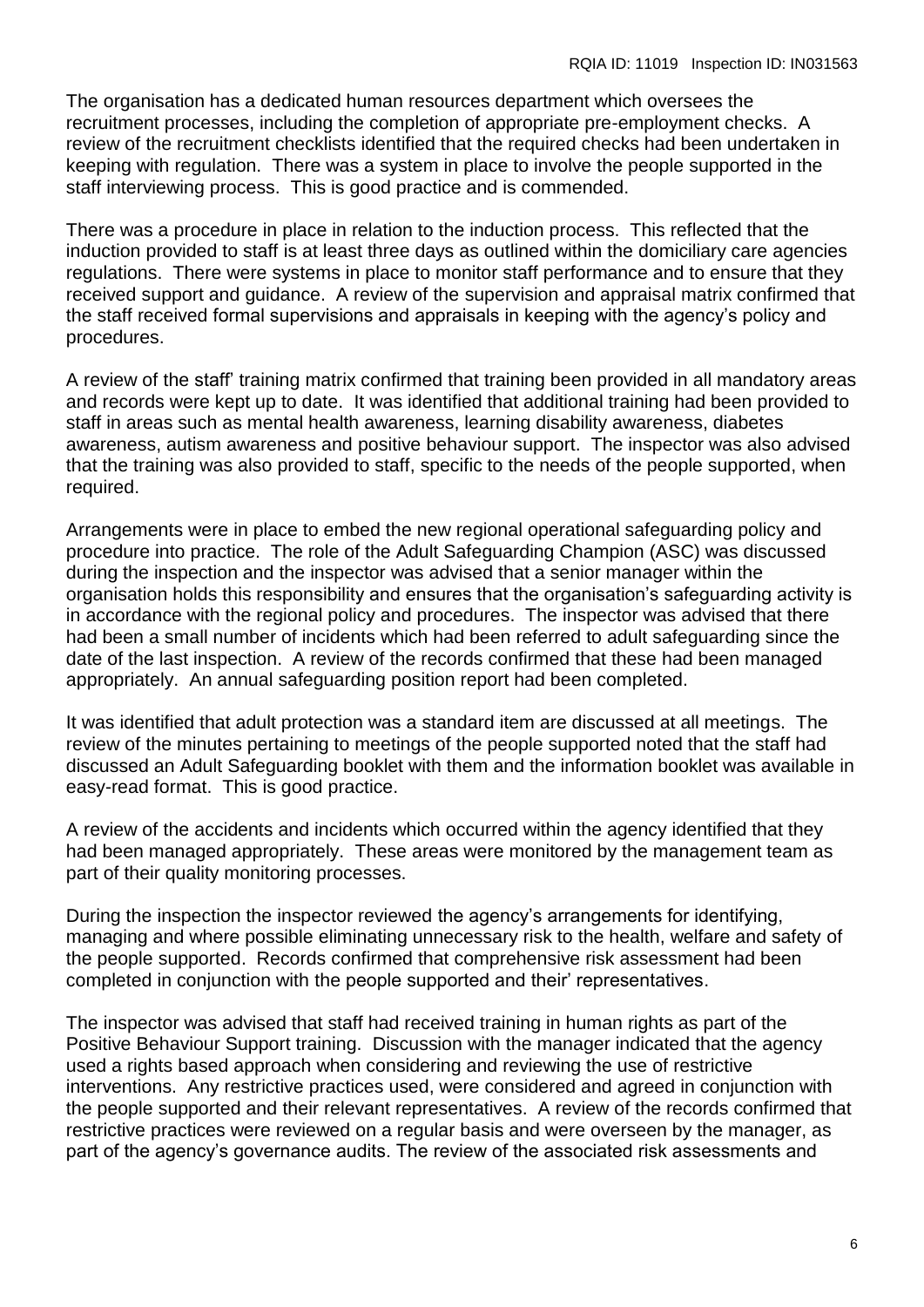The organisation has a dedicated human resources department which oversees the recruitment processes, including the completion of appropriate pre-employment checks. A review of the recruitment checklists identified that the required checks had been undertaken in keeping with regulation. There was a system in place to involve the people supported in the staff interviewing process. This is good practice and is commended.

There was a procedure in place in relation to the induction process. This reflected that the induction provided to staff is at least three days as outlined within the domiciliary care agencies regulations. There were systems in place to monitor staff performance and to ensure that they received support and guidance. A review of the supervision and appraisal matrix confirmed that the staff received formal supervisions and appraisals in keeping with the agency's policy and procedures.

A review of the staff' training matrix confirmed that training been provided in all mandatory areas and records were kept up to date. It was identified that additional training had been provided to staff in areas such as mental health awareness, learning disability awareness, diabetes awareness, autism awareness and positive behaviour support. The inspector was also advised that the training was also provided to staff, specific to the needs of the people supported, when required.

Arrangements were in place to embed the new regional operational safeguarding policy and procedure into practice. The role of the Adult Safeguarding Champion (ASC) was discussed during the inspection and the inspector was advised that a senior manager within the organisation holds this responsibility and ensures that the organisation's safeguarding activity is in accordance with the regional policy and procedures. The inspector was advised that there had been a small number of incidents which had been referred to adult safeguarding since the date of the last inspection. A review of the records confirmed that these had been managed appropriately. An annual safeguarding position report had been completed.

It was identified that adult protection was a standard item are discussed at all meetings. The review of the minutes pertaining to meetings of the people supported noted that the staff had discussed an Adult Safeguarding booklet with them and the information booklet was available in easy-read format. This is good practice.

A review of the accidents and incidents which occurred within the agency identified that they had been managed appropriately. These areas were monitored by the management team as part of their quality monitoring processes.

During the inspection the inspector reviewed the agency's arrangements for identifying, managing and where possible eliminating unnecessary risk to the health, welfare and safety of the people supported. Records confirmed that comprehensive risk assessment had been completed in conjunction with the people supported and their' representatives.

The inspector was advised that staff had received training in human rights as part of the Positive Behaviour Support training. Discussion with the manager indicated that the agency used a rights based approach when considering and reviewing the use of restrictive interventions. Any restrictive practices used, were considered and agreed in conjunction with the people supported and their relevant representatives. A review of the records confirmed that restrictive practices were reviewed on a regular basis and were overseen by the manager, as part of the agency's governance audits. The review of the associated risk assessments and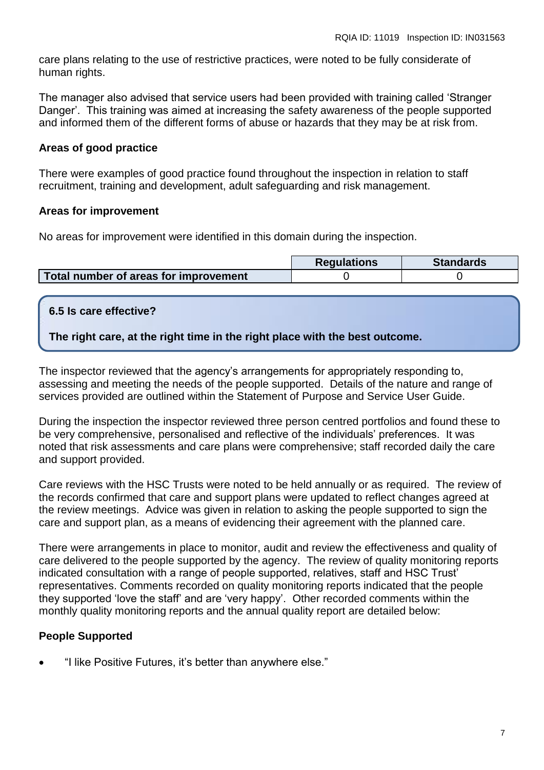care plans relating to the use of restrictive practices, were noted to be fully considerate of human rights.

The manager also advised that service users had been provided with training called 'Stranger Danger'. This training was aimed at increasing the safety awareness of the people supported and informed them of the different forms of abuse or hazards that they may be at risk from.

**Areas of good practice**

There were examples of good practice found throughout the inspection in relation to staff recruitment, training and development, adult safeguarding and risk management.

**Areas for improvement**

No areas for improvement were identified in this domain during the inspection.

| | Regulations | Standards |
|---|---|---|
| **Total number of areas for improvement** | 0 | 0 |

**6.5 Is care effective?**

**The right care, at the right time in the right place with the best outcome.**

The inspector reviewed that the agency's arrangements for appropriately responding to, assessing and meeting the needs of the people supported. Details of the nature and range of services provided are outlined within the Statement of Purpose and Service User Guide.

During the inspection the inspector reviewed three person centred portfolios and found these to be very comprehensive, personalised and reflective of the individuals' preferences. It was noted that risk assessments and care plans were comprehensive; staff recorded daily the care and support provided.

Care reviews with the HSC Trusts were noted to be held annually or as required. The review of the records confirmed that care and support plans were updated to reflect changes agreed at the review meetings. Advice was given in relation to asking the people supported to sign the care and support plan, as a means of evidencing their agreement with the planned care.

There were arrangements in place to monitor, audit and review the effectiveness and quality of care delivered to the people supported by the agency. The review of quality monitoring reports indicated consultation with a range of people supported, relatives, staff and HSC Trust' representatives. Comments recorded on quality monitoring reports indicated that the people they supported 'love the staff' and are 'very happy'. Other recorded comments within the monthly quality monitoring reports and the annual quality report are detailed below:

**People Supported**

- "I like Positive Futures, it's better than anywhere else."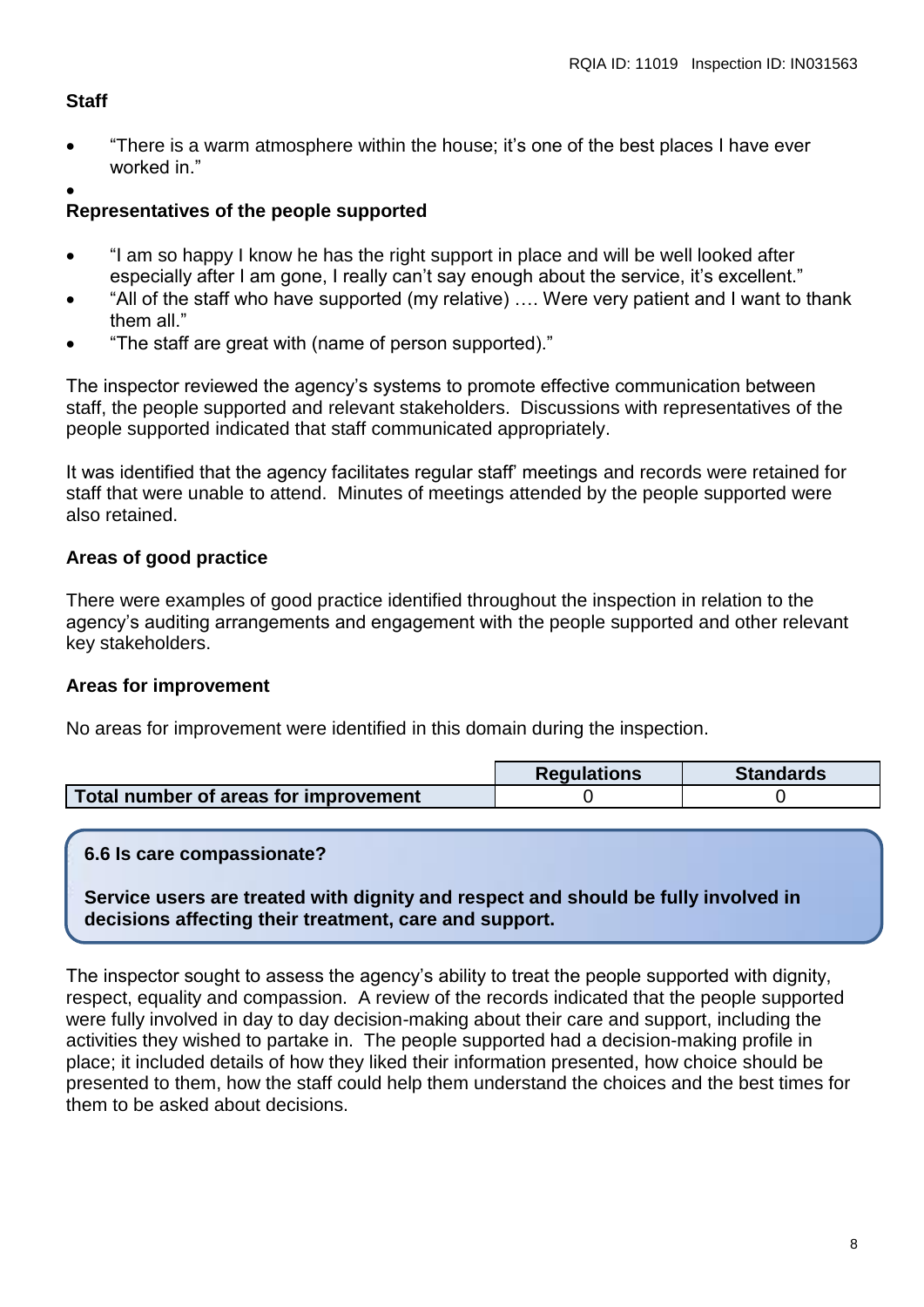**Staff**

- "There is a warm atmosphere within the house; it's one of the best places I have ever worked in."
-

**Representatives of the people supported**

- "I am so happy I know he has the right support in place and will be well looked after especially after I am gone, I really can't say enough about the service, it's excellent."
- "All of the staff who have supported (my relative) …. Were very patient and I want to thank them all."
- "The staff are great with (name of person supported)."

The inspector reviewed the agency's systems to promote effective communication between staff, the people supported and relevant stakeholders. Discussions with representatives of the people supported indicated that staff communicated appropriately.

It was identified that the agency facilitates regular staff' meetings and records were retained for staff that were unable to attend. Minutes of meetings attended by the people supported were also retained.

**Areas of good practice**

There were examples of good practice identified throughout the inspection in relation to the agency's auditing arrangements and engagement with the people supported and other relevant key stakeholders.

**Areas for improvement**

No areas for improvement were identified in this domain during the inspection.

| | Regulations | Standards |
|---|---|---|
| **Total number of areas for improvement** | 0 | 0 |

**6.6 Is care compassionate?**

**Service users are treated with dignity and respect and should be fully involved in decisions affecting their treatment, care and support.**

The inspector sought to assess the agency's ability to treat the people supported with dignity, respect, equality and compassion. A review of the records indicated that the people supported were fully involved in day to day decision-making about their care and support, including the activities they wished to partake in. The people supported had a decision-making profile in place; it included details of how they liked their information presented, how choice should be presented to them, how the staff could help them understand the choices and the best times for them to be asked about decisions.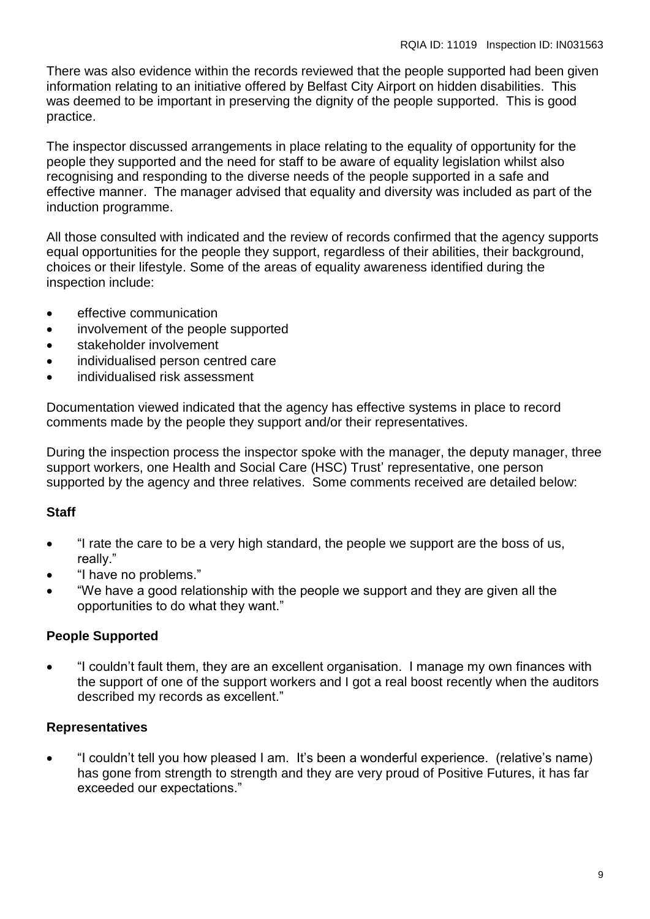There was also evidence within the records reviewed that the people supported had been given information relating to an initiative offered by Belfast City Airport on hidden disabilities. This was deemed to be important in preserving the dignity of the people supported. This is good practice.

The inspector discussed arrangements in place relating to the equality of opportunity for the people they supported and the need for staff to be aware of equality legislation whilst also recognising and responding to the diverse needs of the people supported in a safe and effective manner. The manager advised that equality and diversity was included as part of the induction programme.

All those consulted with indicated and the review of records confirmed that the agency supports equal opportunities for the people they support, regardless of their abilities, their background, choices or their lifestyle. Some of the areas of equality awareness identified during the inspection include:

- effective communication
- involvement of the people supported
- stakeholder involvement
- individualised person centred care
- individualised risk assessment

Documentation viewed indicated that the agency has effective systems in place to record comments made by the people they support and/or their representatives.

During the inspection process the inspector spoke with the manager, the deputy manager, three support workers, one Health and Social Care (HSC) Trust' representative, one person supported by the agency and three relatives. Some comments received are detailed below:

**Staff**

- "I rate the care to be a very high standard, the people we support are the boss of us, really."
- "I have no problems."
- "We have a good relationship with the people we support and they are given all the opportunities to do what they want."

**People Supported**

- "I couldn't fault them, they are an excellent organisation. I manage my own finances with the support of one of the support workers and I got a real boost recently when the auditors described my records as excellent."

**Representatives**

- "I couldn't tell you how pleased I am. It's been a wonderful experience. (relative's name) has gone from strength to strength and they are very proud of Positive Futures, it has far exceeded our expectations."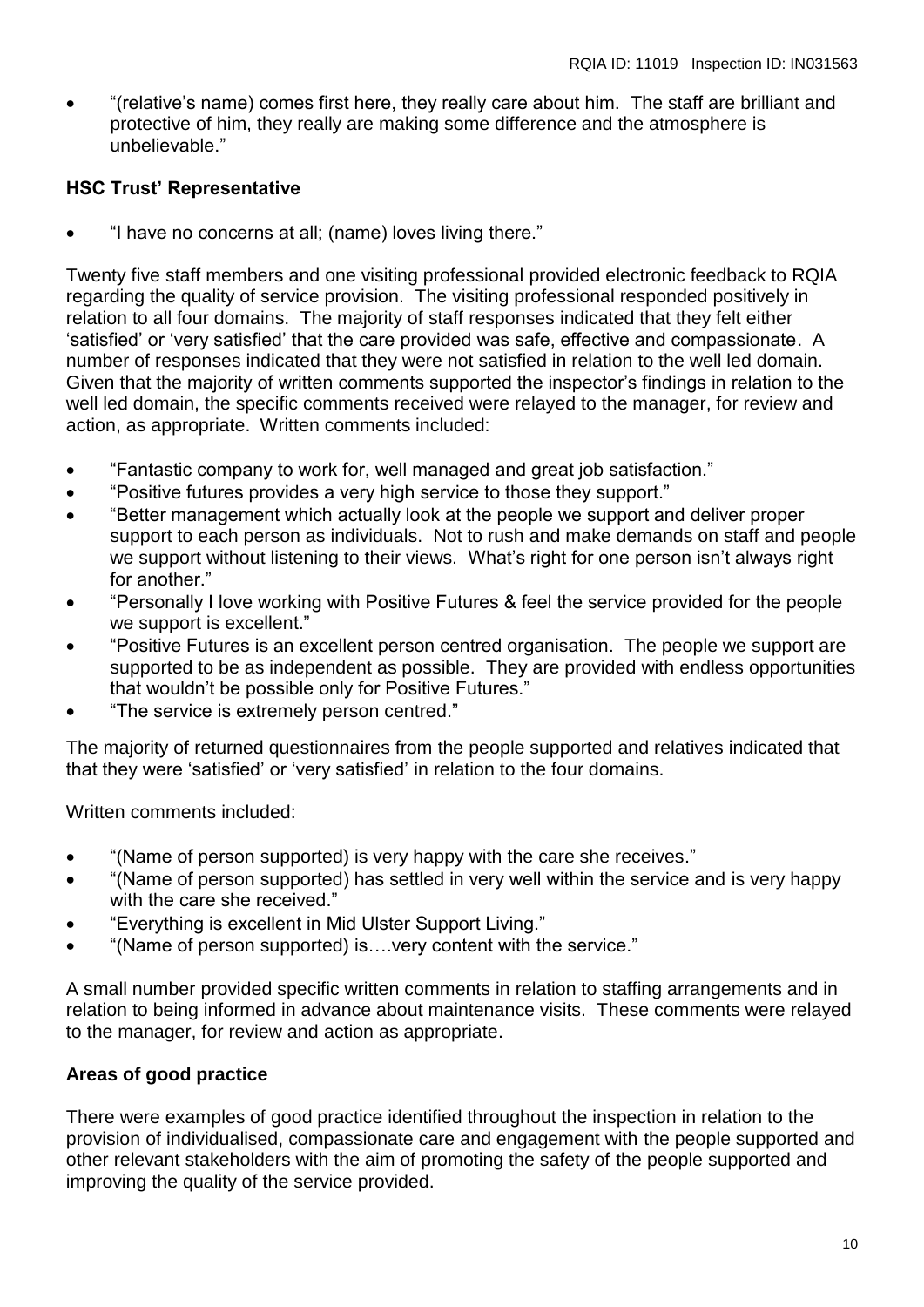- "(relative's name) comes first here, they really care about him. The staff are brilliant and protective of him, they really are making some difference and the atmosphere is unbelievable."

**HSC Trust' Representative**

- "I have no concerns at all; (name) loves living there."

Twenty five staff members and one visiting professional provided electronic feedback to RQIA regarding the quality of service provision. The visiting professional responded positively in relation to all four domains. The majority of staff responses indicated that they felt either 'satisfied' or 'very satisfied' that the care provided was safe, effective and compassionate. A number of responses indicated that they were not satisfied in relation to the well led domain. Given that the majority of written comments supported the inspector's findings in relation to the well led domain, the specific comments received were relayed to the manager, for review and action, as appropriate. Written comments included:

- "Fantastic company to work for, well managed and great job satisfaction."
- "Positive futures provides a very high service to those they support."
- "Better management which actually look at the people we support and deliver proper support to each person as individuals. Not to rush and make demands on staff and people we support without listening to their views. What's right for one person isn't always right for another."
- "Personally I love working with Positive Futures & feel the service provided for the people we support is excellent."
- "Positive Futures is an excellent person centred organisation. The people we support are supported to be as independent as possible. They are provided with endless opportunities that wouldn't be possible only for Positive Futures."
- "The service is extremely person centred."

The majority of returned questionnaires from the people supported and relatives indicated that that they were 'satisfied' or 'very satisfied' in relation to the four domains.

Written comments included:

- "(Name of person supported) is very happy with the care she receives."
- "(Name of person supported) has settled in very well within the service and is very happy with the care she received."
- "Everything is excellent in Mid Ulster Support Living."
- "(Name of person supported) is….very content with the service."

A small number provided specific written comments in relation to staffing arrangements and in relation to being informed in advance about maintenance visits. These comments were relayed to the manager, for review and action as appropriate.

**Areas of good practice**

There were examples of good practice identified throughout the inspection in relation to the provision of individualised, compassionate care and engagement with the people supported and other relevant stakeholders with the aim of promoting the safety of the people supported and improving the quality of the service provided.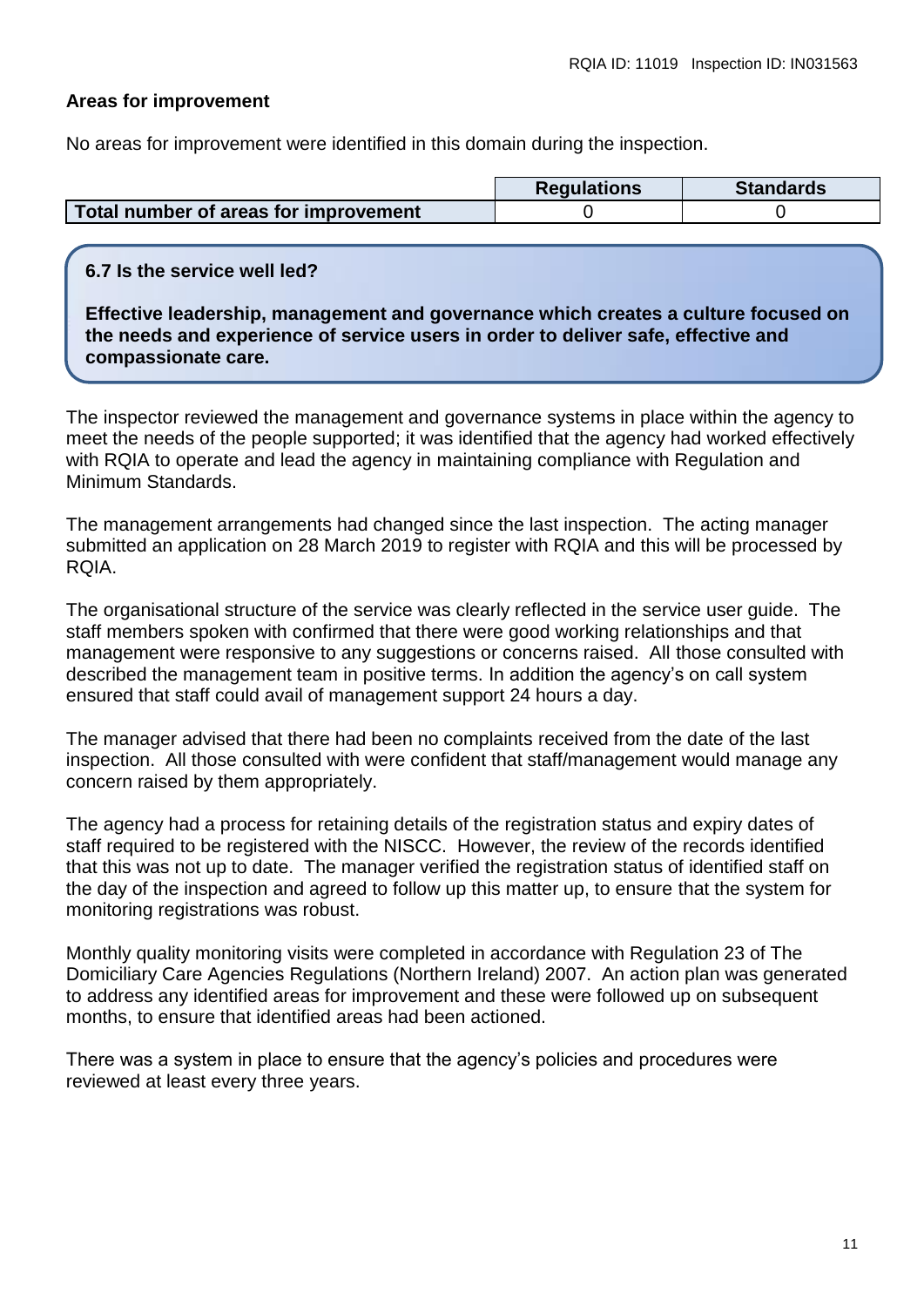**Areas for improvement**

No areas for improvement were identified in this domain during the inspection.

| | Regulations | Standards |
|---|---|---|
| **Total number of areas for improvement** | 0 | 0 |

**6.7 Is the service well led?**

**Effective leadership, management and governance which creates a culture focused on the needs and experience of service users in order to deliver safe, effective and compassionate care.**

The inspector reviewed the management and governance systems in place within the agency to meet the needs of the people supported; it was identified that the agency had worked effectively with RQIA to operate and lead the agency in maintaining compliance with Regulation and Minimum Standards.

The management arrangements had changed since the last inspection. The acting manager submitted an application on 28 March 2019 to register with RQIA and this will be processed by RQIA.

The organisational structure of the service was clearly reflected in the service user guide. The staff members spoken with confirmed that there were good working relationships and that management were responsive to any suggestions or concerns raised. All those consulted with described the management team in positive terms. In addition the agency's on call system ensured that staff could avail of management support 24 hours a day.

The manager advised that there had been no complaints received from the date of the last inspection. All those consulted with were confident that staff/management would manage any concern raised by them appropriately.

The agency had a process for retaining details of the registration status and expiry dates of staff required to be registered with the NISCC. However, the review of the records identified that this was not up to date. The manager verified the registration status of identified staff on the day of the inspection and agreed to follow up this matter up, to ensure that the system for monitoring registrations was robust.

Monthly quality monitoring visits were completed in accordance with Regulation 23 of The Domiciliary Care Agencies Regulations (Northern Ireland) 2007. An action plan was generated to address any identified areas for improvement and these were followed up on subsequent months, to ensure that identified areas had been actioned.

There was a system in place to ensure that the agency's policies and procedures were reviewed at least every three years.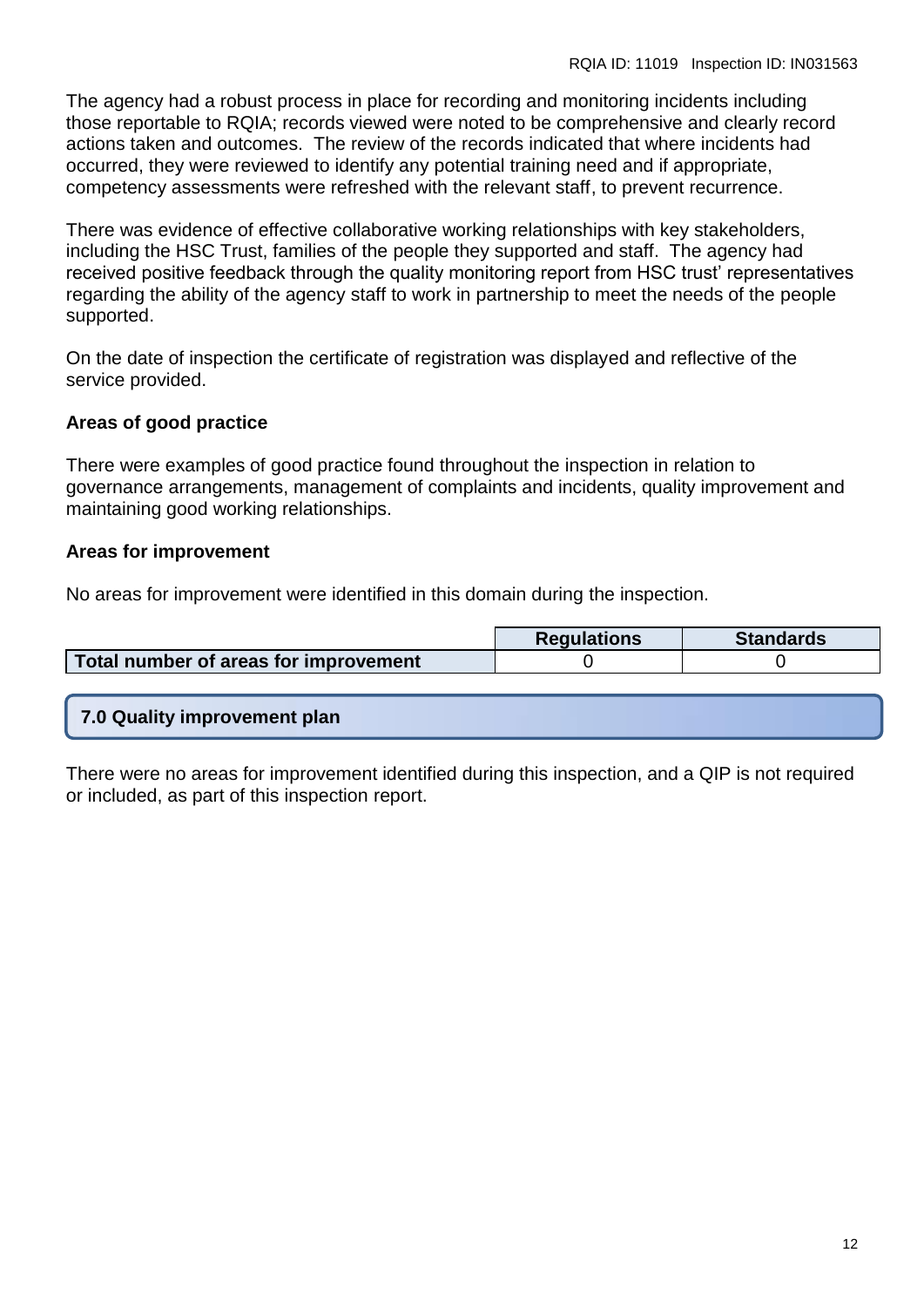The agency had a robust process in place for recording and monitoring incidents including those reportable to RQIA; records viewed were noted to be comprehensive and clearly record actions taken and outcomes. The review of the records indicated that where incidents had occurred, they were reviewed to identify any potential training need and if appropriate, competency assessments were refreshed with the relevant staff, to prevent recurrence.

There was evidence of effective collaborative working relationships with key stakeholders, including the HSC Trust, families of the people they supported and staff. The agency had received positive feedback through the quality monitoring report from HSC trust' representatives regarding the ability of the agency staff to work in partnership to meet the needs of the people supported.

On the date of inspection the certificate of registration was displayed and reflective of the service provided.

**Areas of good practice**

There were examples of good practice found throughout the inspection in relation to governance arrangements, management of complaints and incidents, quality improvement and maintaining good working relationships.

**Areas for improvement**

No areas for improvement were identified in this domain during the inspection.

| | Regulations | Standards |
|---|---|---|
| **Total number of areas for improvement** | 0 | 0 |

## 7.0 Quality improvement plan

There were no areas for improvement identified during this inspection, and a QIP is not required or included, as part of this inspection report.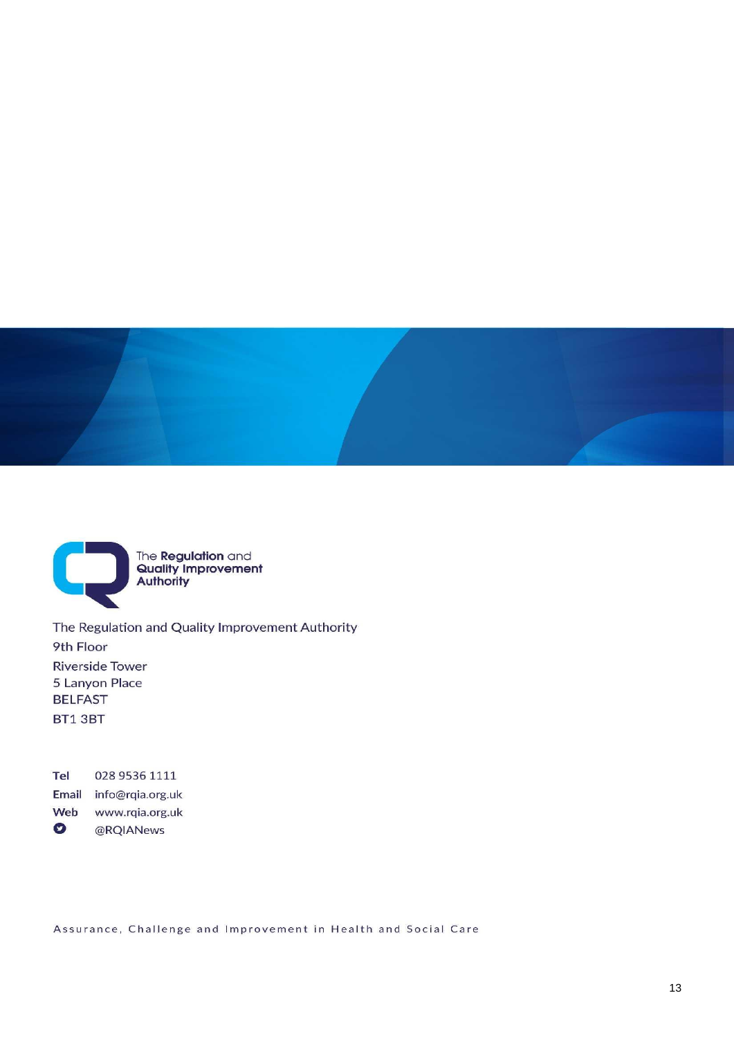The Regulation and Quality Improvement Authority

The Regulation and Quality Improvement Authority
9th Floor
Riverside Tower
5 Lanyon Place
BELFAST
BT1 3BT

Tel 028 9536 1111
Email info@rqia.org.uk
Web www.rqia.org.uk
@RQIANews

Assurance, Challenge and Improvement in Health and Social Care